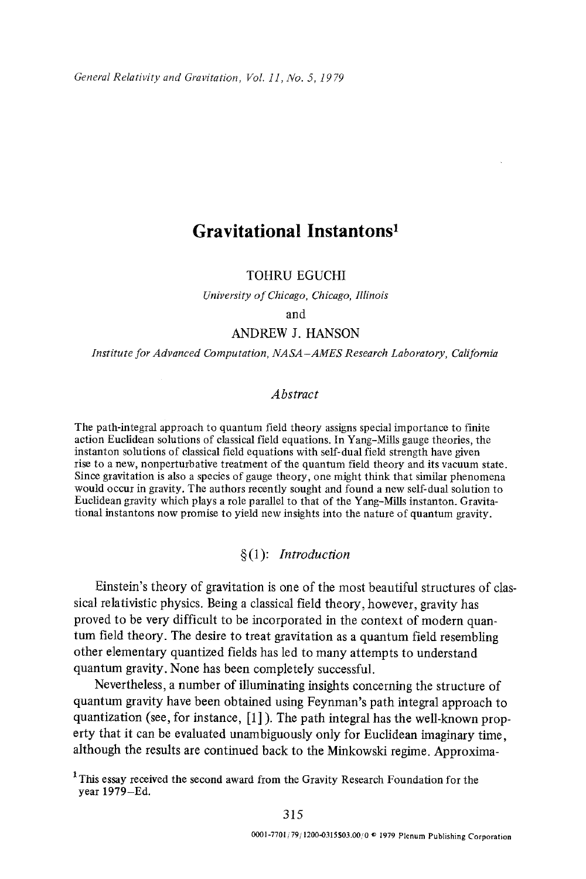# Gravitational Instantons[1]

TOHRU EGUCHI

*University of Chicago, Chicago, Illinois*

and

ANDREW J. HANSON

*Institute for Advanced Computation, NASA–AMES Research Laboratory, California*

## *Abstract*

The path-integral approach to quantum field theory assigns special importance to finite action Euclidean solutions of classical field equations. In Yang–Mills gauge theories, the instanton solutions of classical field equations with self-dual field strength have given rise to a new, nonperturbative treatment of the quantum field theory and its vacuum state. Since gravitation is also a species of gauge theory, one might think that similar phenomena would occur in gravity. The authors recently sought and found a new self-dual solution to Euclidean gravity which plays a role parallel to that of the Yang–Mills instanton. Gravitational instantons now promise to yield new insights into the nature of quantum gravity.

## §(1): *Introduction*

Einstein's theory of gravitation is one of the most beautiful structures of classical relativistic physics. Being a classical field theory, however, gravity has proved to be very difficult to be incorporated in the context of modern quantum field theory. The desire to treat gravitation as a quantum field resembling other elementary quantized fields has led to many attempts to understand quantum gravity. None has been completely successful.

Nevertheless, a number of illuminating insights concerning the structure of quantum gravity have been obtained using Feynman's path integral approach to quantization (see, for instance, [1]). The path integral has the well-known property that it can be evaluated unambiguously only for Euclidean imaginary time, although the results are continued back to the Minkowski regime. Approxima-

[1] This essay received the second award from the Gravity Research Foundation for the year 1979–Ed.

0001-7701/79/1200-0315$03.00/0 © 1979 Plenum Publishing Corporation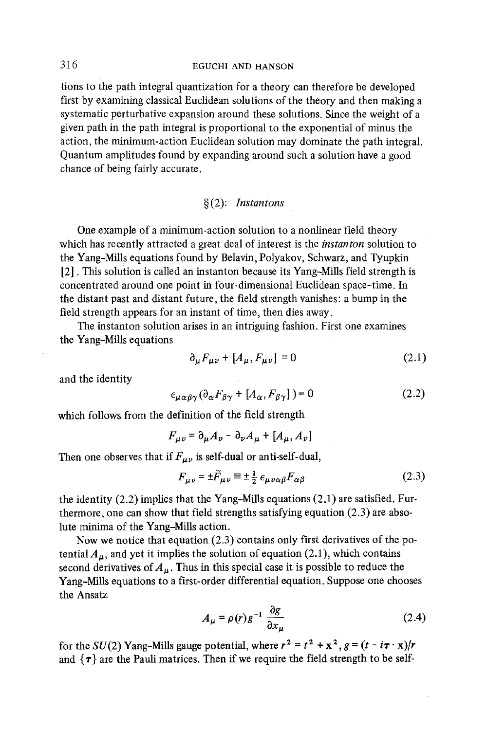tions to the path integral quantization for a theory can therefore be developed first by examining classical Euclidean solutions of the theory and then making a systematic perturbative expansion around these solutions. Since the weight of a given path in the path integral is proportional to the exponential of minus the action, the minimum-action Euclidean solution may dominate the path integral. Quantum amplitudes found by expanding around such a solution have a good chance of being fairly accurate.

## §(2): *Instantons*

One example of a minimum-action solution to a nonlinear field theory which has recently attracted a great deal of interest is the *instanton* solution to the Yang-Mills equations found by Belavin, Polyakov, Schwarz, and Tyupkin [2]. This solution is called an instanton because its Yang-Mills field strength is concentrated around one point in four-dimensional Euclidean space-time. In the distant past and distant future, the field strength vanishes: a bump in the field strength appears for an instant of time, then dies away.

The instanton solution arises in an intriguing fashion. First one examines the Yang-Mills equations

$$\partial_\mu F_{\mu\nu} + [A_\mu, F_{\mu\nu}] = 0 \tag{2.1}$$

and the identity

$$\epsilon_{\mu\alpha\beta\gamma}(\partial_\alpha F_{\beta\gamma} + [A_\alpha, F_{\beta\gamma}]) = 0 \tag{2.2}$$

which follows from the definition of the field strength

$$F_{\mu\nu} = \partial_\mu A_\nu - \partial_\nu A_\mu + [A_\mu, A_\nu]$$

Then one observes that if $F_{\mu\nu}$ is self-dual or anti-self-dual,

$$F_{\mu\nu} = \pm \widetilde{F}_{\mu\nu} \equiv \pm \tfrac{1}{2}\, \epsilon_{\mu\nu\alpha\beta} F_{\alpha\beta} \tag{2.3}$$

the identity (2.2) implies that the Yang-Mills equations (2.1) are satisfied. Furthermore, one can show that field strengths satisfying equation (2.3) are absolute minima of the Yang-Mills action.

Now we notice that equation (2.3) contains only first derivatives of the potential $A_\mu$, and yet it implies the solution of equation (2.1), which contains second derivatives of $A_\mu$. Thus in this special case it is possible to reduce the Yang-Mills equations to a first-order differential equation. Suppose one chooses the Ansatz

$$A_\mu = \rho(r) g^{-1} \frac{\partial g}{\partial x_\mu} \tag{2.4}$$

for the $SU(2)$ Yang-Mills gauge potential, where $r^2 = t^2 + \mathbf{x}^2$, $g = (t - i\boldsymbol{\tau} \cdot \mathbf{x})/r$ and $\{\boldsymbol{\tau}\}$ are the Pauli matrices. Then if we require the field strength to be self-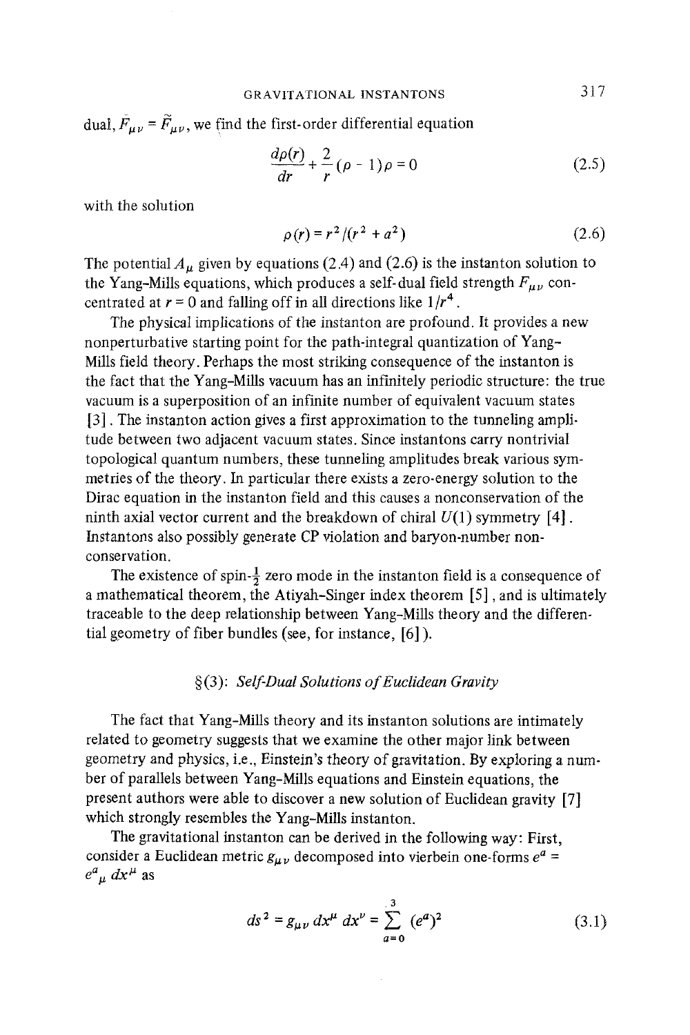dual, $F_{\mu\nu} = \tilde{F}_{\mu\nu}$, we find the first-order differential equation

$$\frac{d\rho(r)}{dr} + \frac{2}{r}(\rho - 1)\rho = 0 \tag{2.5}$$

with the solution

$$\rho(r) = r^2/(r^2 + a^2) \tag{2.6}$$

The potential $A_\mu$ given by equations (2.4) and (2.6) is the instanton solution to the Yang-Mills equations, which produces a self-dual field strength $F_{\mu\nu}$ concentrated at $r = 0$ and falling off in all directions like $1/r^4$.

The physical implications of the instanton are profound. It provides a new nonperturbative starting point for the path-integral quantization of Yang-Mills field theory. Perhaps the most striking consequence of the instanton is the fact that the Yang-Mills vacuum has an infinitely periodic structure: the true vacuum is a superposition of an infinite number of equivalent vacuum states [3]. The instanton action gives a first approximation to the tunneling amplitude between two adjacent vacuum states. Since instantons carry nontrivial topological quantum numbers, these tunneling amplitudes break various symmetries of the theory. In particular there exists a zero-energy solution to the Dirac equation in the instanton field and this causes a nonconservation of the ninth axial vector current and the breakdown of chiral $U(1)$ symmetry [4]. Instantons also possibly generate CP violation and baryon-number nonconservation.

The existence of spin-$\frac{1}{2}$ zero mode in the instanton field is a consequence of a mathematical theorem, the Atiyah-Singer index theorem [5], and is ultimately traceable to the deep relationship between Yang-Mills theory and the differential geometry of fiber bundles (see, for instance, [6]).

## §(3): *Self-Dual Solutions of Euclidean Gravity*

The fact that Yang-Mills theory and its instanton solutions are intimately related to geometry suggests that we examine the other major link between geometry and physics, i.e., Einstein's theory of gravitation. By exploring a number of parallels between Yang-Mills equations and Einstein equations, the present authors were able to discover a new solution of Euclidean gravity [7] which strongly resembles the Yang-Mills instanton.

The gravitational instanton can be derived in the following way: First, consider a Euclidean metric $g_{\mu\nu}$ decomposed into vierbein one-forms $e^a = e^a{}_\mu \, dx^\mu$ as

$$ds^2 = g_{\mu\nu} \, dx^\mu \, dx^\nu = \sum_{a=0}^{3} (e^a)^2 \tag{3.1}$$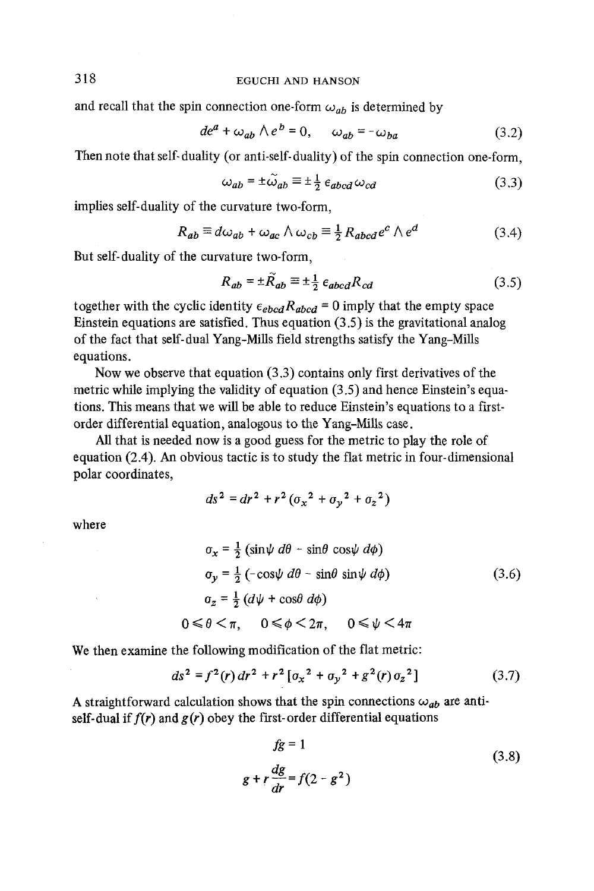and recall that the spin connection one-form $\omega_{ab}$ is determined by

$$de^a + \omega_{ab} \wedge e^b = 0, \qquad \omega_{ab} = -\omega_{ba} \tag{3.2}$$

Then note that self-duality (or anti-self-duality) of the spin connection one-form,

$$\omega_{ab} = \pm\tilde{\omega}_{ab} \equiv \pm\tfrac{1}{2}\,\epsilon_{abcd}\,\omega_{cd} \tag{3.3}$$

implies self-duality of the curvature two-form,

$$R_{ab} \equiv d\omega_{ab} + \omega_{ac} \wedge \omega_{cb} \equiv \tfrac{1}{2} R_{abcd}\, e^c \wedge e^d \tag{3.4}$$

But self-duality of the curvature two-form,

$$R_{ab} = \pm\tilde{R}_{ab} \equiv \pm\tfrac{1}{2}\,\epsilon_{abcd} R_{cd} \tag{3.5}$$

together with the cyclic identity $\epsilon_{ebcd} R_{abcd} = 0$ imply that the empty space Einstein equations are satisfied. Thus equation (3.5) is the gravitational analog of the fact that self-dual Yang-Mills field strengths satisfy the Yang-Mills equations.

Now we observe that equation (3.3) contains only first derivatives of the metric while implying the validity of equation (3.5) and hence Einstein's equations. This means that we will be able to reduce Einstein's equations to a first-order differential equation, analogous to the Yang-Mills case.

All that is needed now is a good guess for the metric to play the role of equation (2.4). An obvious tactic is to study the flat metric in four-dimensional polar coordinates,

$$ds^2 = dr^2 + r^2(\sigma_x{}^2 + \sigma_y{}^2 + \sigma_z{}^2)$$

where

$$\begin{aligned}
\sigma_x &= \tfrac{1}{2}(\sin\psi\, d\theta - \sin\theta \cos\psi\, d\phi) \\
\sigma_y &= \tfrac{1}{2}(-\cos\psi\, d\theta - \sin\theta \sin\psi\, d\phi) \\
\sigma_z &= \tfrac{1}{2}(d\psi + \cos\theta\, d\phi) \\
0 \leqslant \theta < \pi, &\quad 0 \leqslant \phi < 2\pi, \quad 0 \leqslant \psi < 4\pi
\end{aligned} \tag{3.6}$$

We then examine the following modification of the flat metric:

$$ds^2 = f^2(r)\,dr^2 + r^2\,[\sigma_x{}^2 + \sigma_y{}^2 + g^2(r)\,\sigma_z{}^2] \tag{3.7}$$

A straightforward calculation shows that the spin connections $\omega_{ab}$ are anti-self-dual if $f(r)$ and $g(r)$ obey the first-order differential equations

$$\begin{aligned}
fg &= 1 \\
g + r\frac{dg}{dr} &= f(2 - g^2)
\end{aligned} \tag{3.8}$$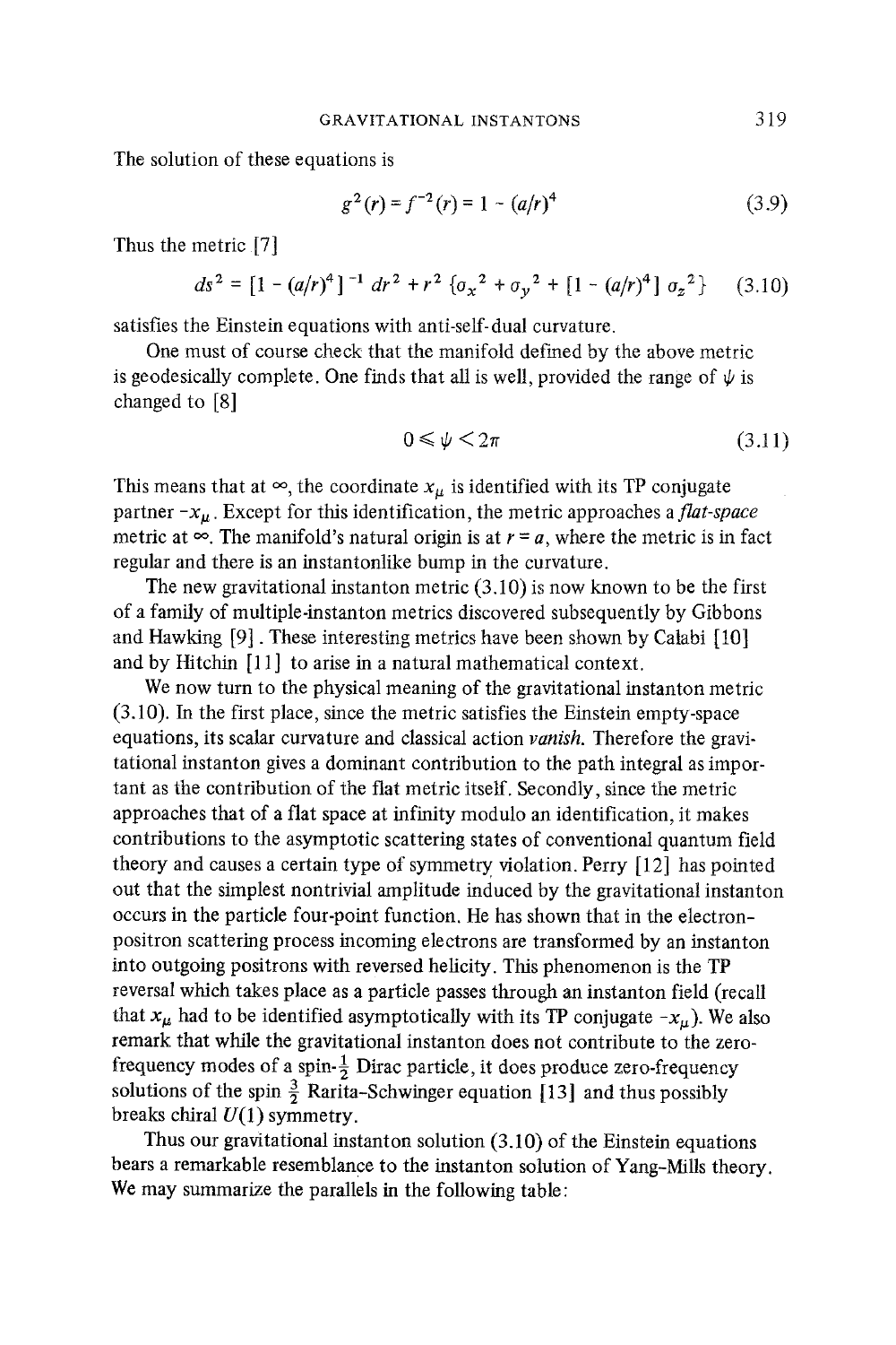The solution of these equations is

$$g^2(r) = f^{-2}(r) = 1 - (a/r)^4 \tag{3.9}$$

Thus the metric [7]

$$ds^2 = [1 - (a/r)^4]^{-1} \, dr^2 + r^2 \, \{\sigma_x{}^2 + \sigma_y{}^2 + [1 - (a/r)^4] \, \sigma_z{}^2\} \tag{3.10}$$

satisfies the Einstein equations with anti-self-dual curvature.

One must of course check that the manifold defined by the above metric is geodesically complete. One finds that all is well, provided the range of $\psi$ is changed to [8]

$$0 \leqslant \psi < 2\pi \tag{3.11}$$

This means that at $\infty$, the coordinate $x_\mu$ is identified with its TP conjugate partner $-x_\mu$. Except for this identification, the metric approaches a *flat-space* metric at $\infty$. The manifold's natural origin is at $r = a$, where the metric is in fact regular and there is an instantonlike bump in the curvature.

The new gravitational instanton metric (3.10) is now known to be the first of a family of multiple-instanton metrics discovered subsequently by Gibbons and Hawking [9]. These interesting metrics have been shown by Calabi [10] and by Hitchin [11] to arise in a natural mathematical context.

We now turn to the physical meaning of the gravitational instanton metric (3.10). In the first place, since the metric satisfies the Einstein empty-space equations, its scalar curvature and classical action *vanish*. Therefore the gravitational instanton gives a dominant contribution to the path integral as important as the contribution of the flat metric itself. Secondly, since the metric approaches that of a flat space at infinity modulo an identification, it makes contributions to the asymptotic scattering states of conventional quantum field theory and causes a certain type of symmetry violation. Perry [12] has pointed out that the simplest nontrivial amplitude induced by the gravitational instanton occurs in the particle four-point function. He has shown that in the electron-positron scattering process incoming electrons are transformed by an instanton into outgoing positrons with reversed helicity. This phenomenon is the TP reversal which takes place as a particle passes through an instanton field (recall that $x_\mu$ had to be identified asymptotically with its TP conjugate $-x_\mu$). We also remark that while the gravitational instanton does not contribute to the zero-frequency modes of a spin-$\frac{1}{2}$ Dirac particle, it does produce zero-frequency solutions of the spin $\frac{3}{2}$ Rarita-Schwinger equation [13] and thus possibly breaks chiral $U(1)$ symmetry.

Thus our gravitational instanton solution (3.10) of the Einstein equations bears a remarkable resemblance to the instanton solution of Yang-Mills theory. We may summarize the parallels in the following table: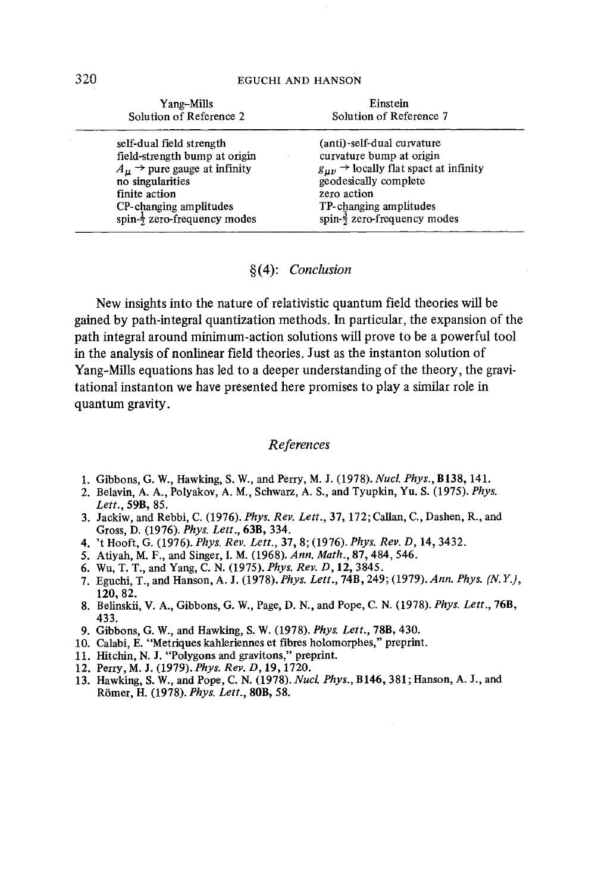| Yang-Mills Solution of Reference 2 | Einstein Solution of Reference 7 |
|---|---|
| self-dual field strength | (anti)-self-dual curvature |
| field-strength bump at origin | curvature bump at origin |
| $A_\mu \rightarrow$ pure gauge at infinity | $g_{\mu\nu} \rightarrow$ locally flat spact at infinity |
| no singularities | geodesically complete |
| finite action | zero action |
| CP-changing amplitudes | TP-changing amplitudes |
| spin-$\frac{1}{2}$ zero-frequency modes | spin-$\frac{3}{2}$ zero-frequency modes |

## §(4): *Conclusion*

New insights into the nature of relativistic quantum field theories will be gained by path-integral quantization methods. In particular, the expansion of the path integral around minimum-action solutions will prove to be a powerful tool in the analysis of nonlinear field theories. Just as the instanton solution of Yang-Mills equations has led to a deeper understanding of the theory, the gravitational instanton we have presented here promises to play a similar role in quantum gravity.

## *References*

1. Gibbons, G. W., Hawking, S. W., and Perry, M. J. (1978). *Nucl. Phys.*, **B138**, 141.
2. Belavin, A. A., Polyakov, A. M., Schwarz, A. S., and Tyupkin, Yu. S. (1975). *Phys. Lett.*, **59B**, 85.
3. Jackiw, and Rebbi, C. (1976). *Phys. Rev. Lett.*, **37**, 172; Callan, C., Dashen, R., and Gross, D. (1976). *Phys. Lett.*, **63B**, 334.
4. 't Hooft, G. (1976). *Phys. Rev. Lett.*, **37**, 8; (1976). *Phys. Rev. D*, **14**, 3432.
5. Atiyah, M. F., and Singer, I. M. (1968). *Ann. Math.*, **87**, 484, 546.
6. Wu, T. T., and Yang, C. N. (1975). *Phys. Rev. D*, **12**, 3845.
7. Eguchi, T., and Hanson, A. J. (1978). *Phys. Lett.*, **74B**, 249; (1979). *Ann. Phys. (N.Y.)*, **120**, 82.
8. Belinskii, V. A., Gibbons, G. W., Page, D. N., and Pope, C. N. (1978). *Phys. Lett.*, **76B**, 433.
9. Gibbons, G. W., and Hawking, S. W. (1978). *Phys. Lett.*, **78B**, 430.
10. Calabi, E. "Metriques kahleriennes et fibres holomorphes," preprint.
11. Hitchin, N. J. "Polygons and gravitons," preprint.
12. Perry, M. J. (1979). *Phys. Rev. D*, **19**, 1720.
13. Hawking, S. W., and Pope, C. N. (1978). *Nucl. Phys.*, **B146**, 381; Hanson, A. J., and Römer, H. (1978). *Phys. Lett.*, **80B**, 58.